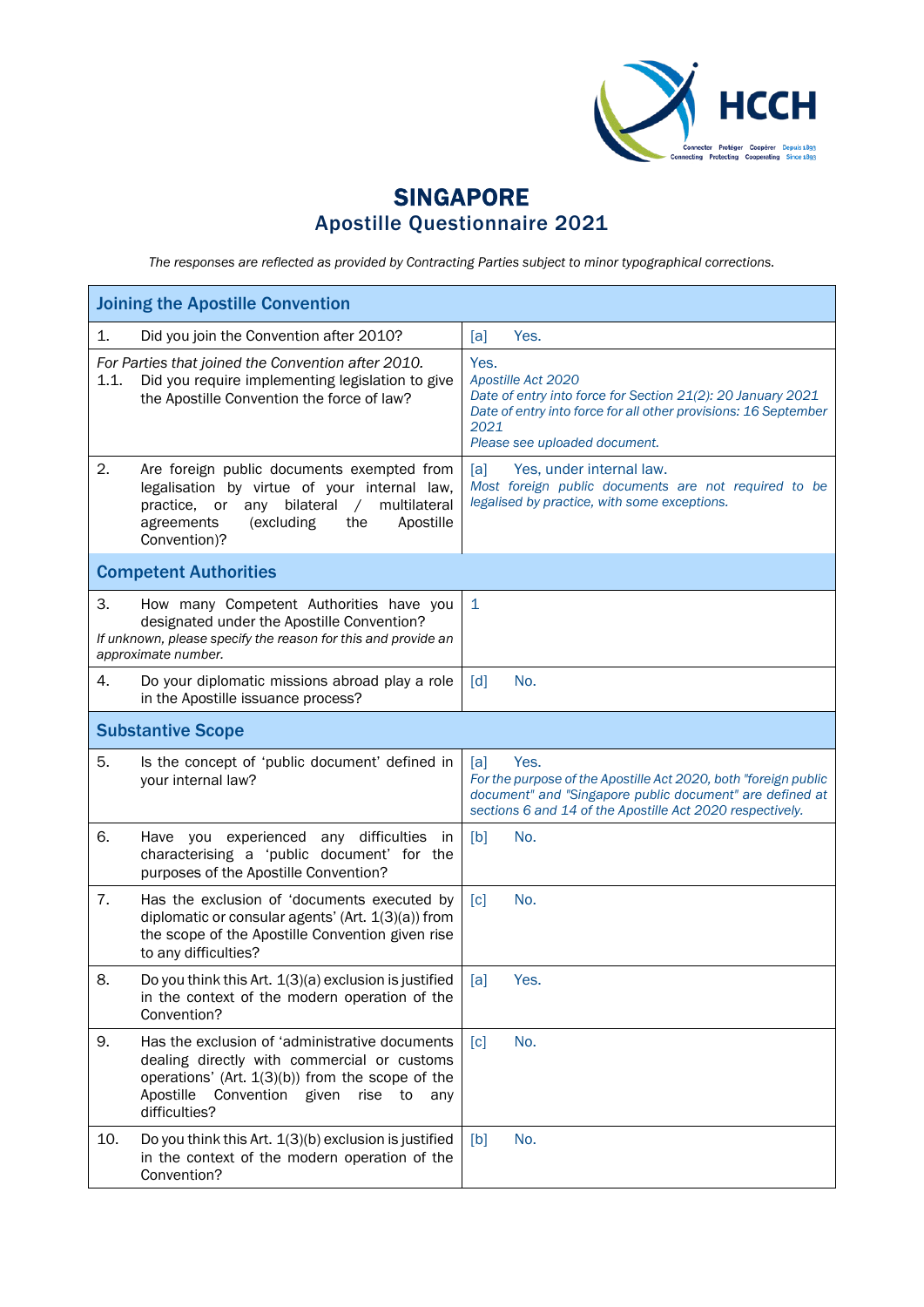# SINGAPORE
## Apostille Questionnaire 2021

*The responses are reflected as provided by Contracting Parties subject to minor typographical corrections.*

| Joining the Apostille Convention | |
|---|---|
| 1. Did you join the Convention after 2010? | [a] Yes. |
| *For Parties that joined the Convention after 2010.*<br>1.1. Did you require implementing legislation to give the Apostille Convention the force of law? | Yes.<br>*Apostille Act 2020*<br>*Date of entry into force for Section 21(2): 20 January 2021*<br>*Date of entry into force for all other provisions: 16 September 2021*<br>*Please see uploaded document.* |
| 2. Are foreign public documents exempted from legalisation by virtue of your internal law, practice, or any bilateral / multilateral agreements (excluding the Apostille Convention)? | [a] Yes, under internal law.<br>*Most foreign public documents are not required to be legalised by practice, with some exceptions.* |
| **Competent Authorities** | |
| 3. How many Competent Authorities have you designated under the Apostille Convention?<br>*If unknown, please specify the reason for this and provide an approximate number.* | 1 |
| 4. Do your diplomatic missions abroad play a role in the Apostille issuance process? | [d] No. |
| **Substantive Scope** | |
| 5. Is the concept of 'public document' defined in your internal law? | [a] Yes.<br>*For the purpose of the Apostille Act 2020, both "foreign public document" and "Singapore public document" are defined at sections 6 and 14 of the Apostille Act 2020 respectively.* |
| 6. Have you experienced any difficulties in characterising a 'public document' for the purposes of the Apostille Convention? | [b] No. |
| 7. Has the exclusion of 'documents executed by diplomatic or consular agents' (Art. 1(3)(a)) from the scope of the Apostille Convention given rise to any difficulties? | [c] No. |
| 8. Do you think this Art. 1(3)(a) exclusion is justified in the context of the modern operation of the Convention? | [a] Yes. |
| 9. Has the exclusion of 'administrative documents dealing directly with commercial or customs operations' (Art. 1(3)(b)) from the scope of the Apostille Convention given rise to any difficulties? | [c] No. |
| 10. Do you think this Art. 1(3)(b) exclusion is justified in the context of the modern operation of the Convention? | [b] No. |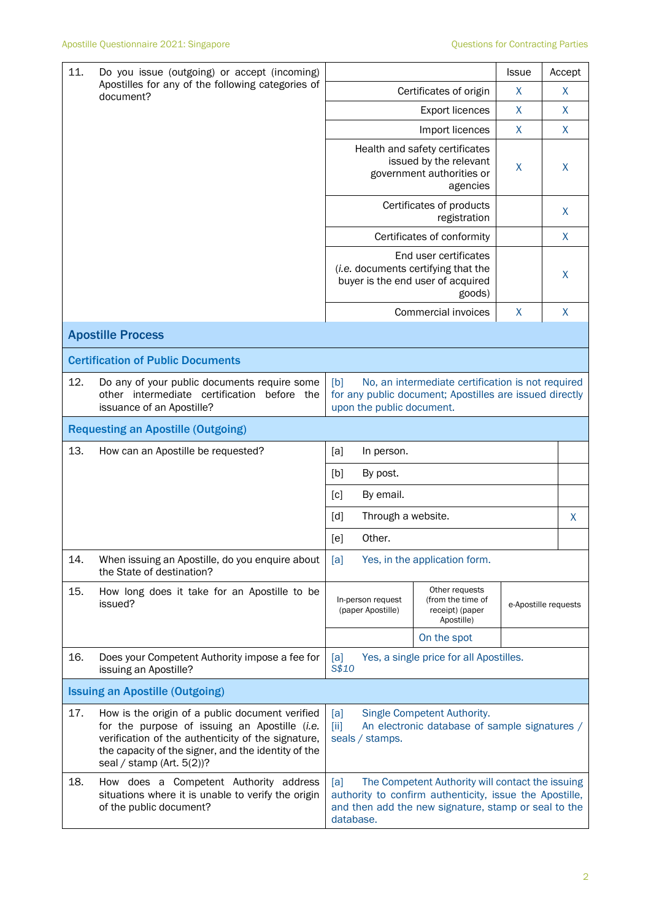| | | | |
|---|---|---|---|
| 11. Do you issue (outgoing) or accept (incoming) Apostilles for any of the following categories of document? | | Issue | Accept |
| | Certificates of origin | X | X |
| | Export licences | X | X |
| | Import licences | X | X |
| | Health and safety certificates issued by the relevant government authorities or agencies | X | X |
| | Certificates of products registration | | X |
| | Certificates of conformity | | X |
| | End user certificates (*i.e.* documents certifying that the buyer is the end user of acquired goods) | | X |
| | Commercial invoices | X | X |

## Apostille Process

### Certification of Public Documents

| | |
|---|---|
| 12. Do any of your public documents require some other intermediate certification before the issuance of an Apostille? | [b] No, an intermediate certification is not required for any public document; Apostilles are issued directly upon the public document. |

### Requesting an Apostille (Outgoing)

| | | |
|---|---|---|
| 13. How can an Apostille be requested? | [a] In person. | |
| | [b] By post. | |
| | [c] By email. | |
| | [d] Through a website. | X |
| | [e] Other. | |

| | |
|---|---|
| 14. When issuing an Apostille, do you enquire about the State of destination? | [a] Yes, in the application form. |

| | | | |
|---|---|---|---|
| 15. How long does it take for an Apostille to be issued? | In-person request (paper Apostille) | Other requests (from the time of receipt) (paper Apostille) | e-Apostille requests |
| | | On the spot | |

| | |
|---|---|
| 16. Does your Competent Authority impose a fee for issuing an Apostille? | [a] Yes, a single price for all Apostilles. *S$10* |

### Issuing an Apostille (Outgoing)

| | |
|---|---|
| 17. How is the origin of a public document verified for the purpose of issuing an Apostille (*i.e.* verification of the authenticity of the signature, the capacity of the signer, and the identity of the seal / stamp (Art. 5(2))? | [a] Single Competent Authority. [ii] An electronic database of sample signatures / seals / stamps. |
| 18. How does a Competent Authority address situations where it is unable to verify the origin of the public document? | [a] The Competent Authority will contact the issuing authority to confirm authenticity, issue the Apostille, and then add the new signature, stamp or seal to the database. |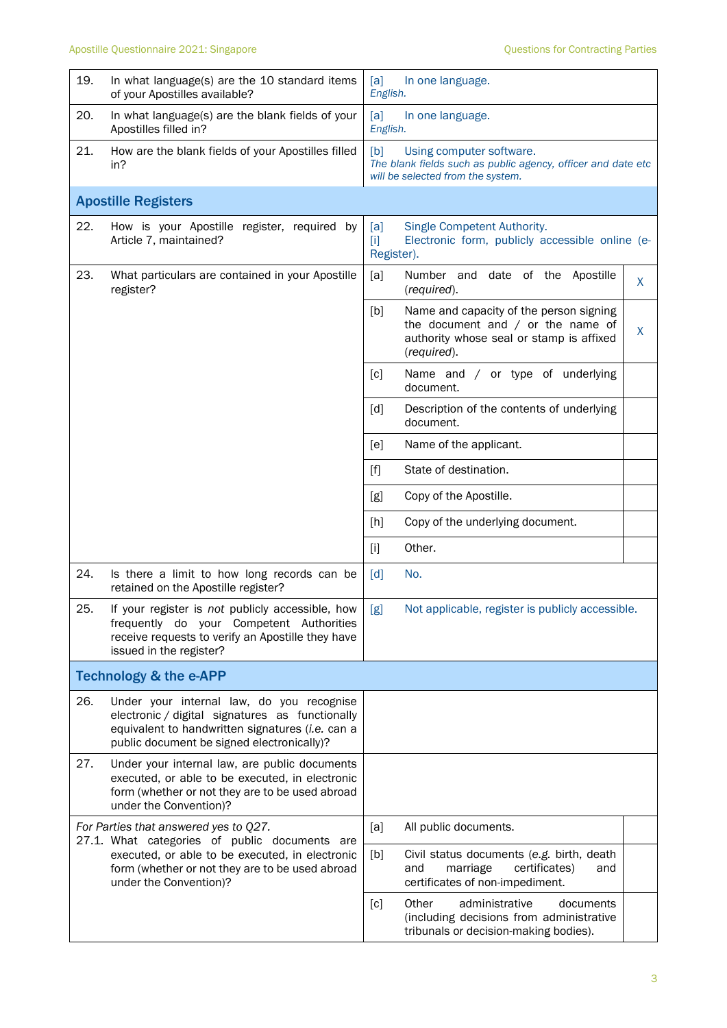| | | | |
|---|---|---|---|
| 19. | In what language(s) are the 10 standard items of your Apostilles available? | [a] In one language.<br>*English.* | |
| 20. | In what language(s) are the blank fields of your Apostilles filled in? | [a] In one language.<br>*English.* | |
| 21. | How are the blank fields of your Apostilles filled in? | [b] Using computer software.<br>*The blank fields such as public agency, officer and date etc will be selected from the system.* | |
| **Apostille Registers** | | | |
| 22. | How is your Apostille register, required by Article 7, maintained? | [a] Single Competent Authority.<br>[i] Electronic form, publicly accessible online (e-Register). | |
| 23. | What particulars are contained in your Apostille register? | [a] Number and date of the Apostille (*required*). | X |
| | | [b] Name and capacity of the person signing the document and / or the name of authority whose seal or stamp is affixed (*required*). | X |
| | | [c] Name and / or type of underlying document. | |
| | | [d] Description of the contents of underlying document. | |
| | | [e] Name of the applicant. | |
| | | [f] State of destination. | |
| | | [g] Copy of the Apostille. | |
| | | [h] Copy of the underlying document. | |
| | | [i] Other. | |
| 24. | Is there a limit to how long records can be retained on the Apostille register? | [d] No. | |
| 25. | If your register is *not* publicly accessible, how frequently do your Competent Authorities receive requests to verify an Apostille they have issued in the register? | [g] Not applicable, register is publicly accessible. | |
| **Technology & the e-APP** | | | |
| 26. | Under your internal law, do you recognise electronic / digital signatures as functionally equivalent to handwritten signatures (*i.e.* can a public document be signed electronically)? | | |
| 27. | Under your internal law, are public documents executed, or able to be executed, in electronic form (whether or not they are to be used abroad under the Convention)? | | |
| | *For Parties that answered yes to Q27.*<br>27.1. What categories of public documents are executed, or able to be executed, in electronic form (whether or not they are to be used abroad under the Convention)? | [a] All public documents. | |
| | | [b] Civil status documents (*e.g.* birth, death and marriage certificates) and certificates of non-impediment. | |
| | | [c] Other administrative documents (including decisions from administrative tribunals or decision-making bodies). | |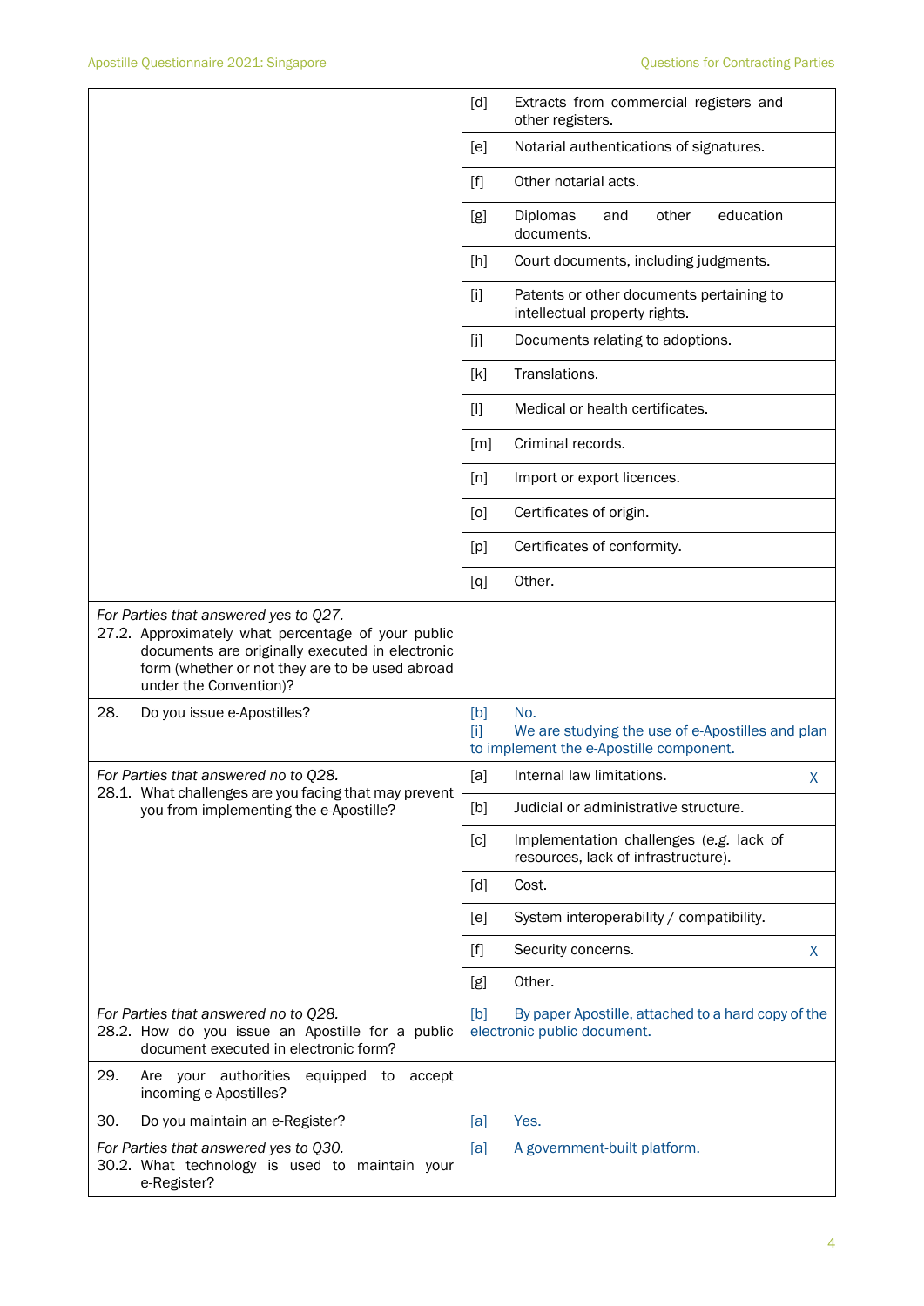| Question | Answer | |
|---|---|---|
| | [d] Extracts from commercial registers and other registers. | |
| | [e] Notarial authentications of signatures. | |
| | [f] Other notarial acts. | |
| | [g] Diplomas and other education documents. | |
| | [h] Court documents, including judgments. | |
| | [i] Patents or other documents pertaining to intellectual property rights. | |
| | [j] Documents relating to adoptions. | |
| | [k] Translations. | |
| | [l] Medical or health certificates. | |
| | [m] Criminal records. | |
| | [n] Import or export licences. | |
| | [o] Certificates of origin. | |
| | [p] Certificates of conformity. | |
| | [q] Other. | |
| *For Parties that answered yes to Q27.* 27.2. Approximately what percentage of your public documents are originally executed in electronic form (whether or not they are to be used abroad under the Convention)? | | |
| 28. Do you issue e-Apostilles? | [b] No. [i] We are studying the use of e-Apostilles and plan to implement the e-Apostille component. | |
| *For Parties that answered no to Q28.* 28.1. What challenges are you facing that may prevent you from implementing the e-Apostille? | [a] Internal law limitations. | X |
| | [b] Judicial or administrative structure. | |
| | [c] Implementation challenges (*e.g.* lack of resources, lack of infrastructure). | |
| | [d] Cost. | |
| | [e] System interoperability / compatibility. | |
| | [f] Security concerns. | X |
| | [g] Other. | |
| *For Parties that answered no to Q28.* 28.2. How do you issue an Apostille for a public document executed in electronic form? | [b] By paper Apostille, attached to a hard copy of the electronic public document. | |
| 29. Are your authorities equipped to accept incoming e-Apostilles? | | |
| 30. Do you maintain an e-Register? | [a] Yes. | |
| *For Parties that answered yes to Q30.* 30.2. What technology is used to maintain your e-Register? | [a] A government-built platform. | |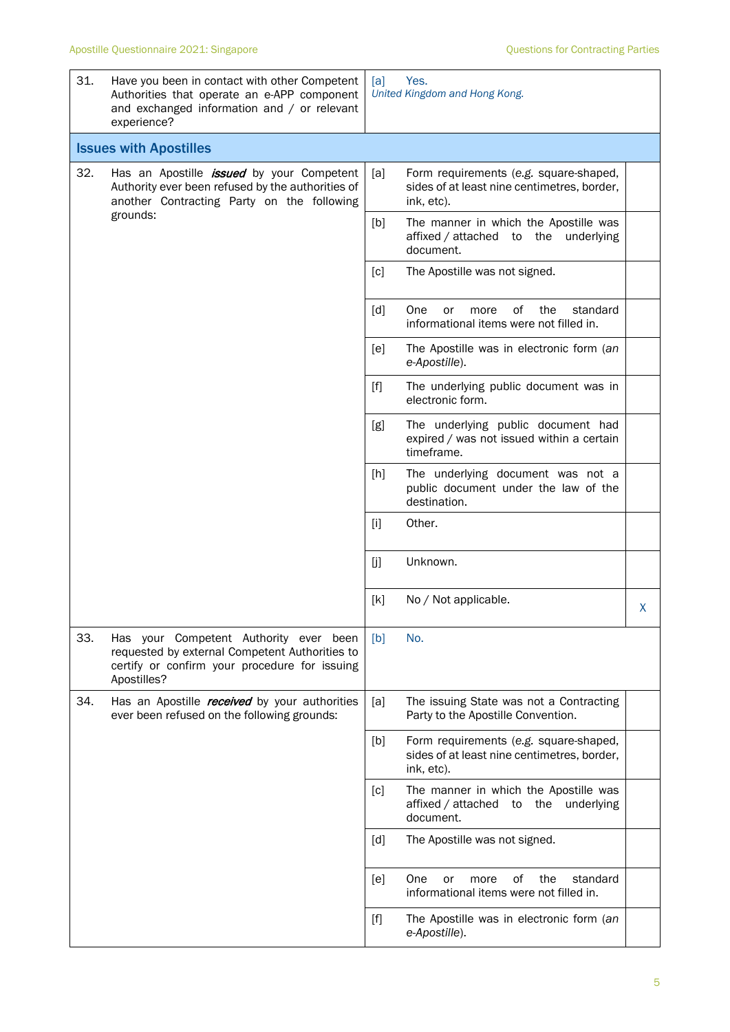| | | | |
|---|---|---|---|
| 31. | Have you been in contact with other Competent Authorities that operate an e-APP component and exchanged information and / or relevant experience? | [a] Yes. *United Kingdom and Hong Kong.* | |

## Issues with Apostilles

| | | | | |
|---|---|---|---|---|
| 32. | Has an Apostille ***issued*** by your Competent Authority ever been refused by the authorities of another Contracting Party on the following grounds: | [a] | Form requirements (*e.g.* square-shaped, sides of at least nine centimetres, border, ink, etc). | |
| | | [b] | The manner in which the Apostille was affixed / attached to the underlying document. | |
| | | [c] | The Apostille was not signed. | |
| | | [d] | One or more of the standard informational items were not filled in. | |
| | | [e] | The Apostille was in electronic form (*an e-Apostille*). | |
| | | [f] | The underlying public document was in electronic form. | |
| | | [g] | The underlying public document had expired / was not issued within a certain timeframe. | |
| | | [h] | The underlying document was not a public document under the law of the destination. | |
| | | [i] | Other. | |
| | | [j] | Unknown. | |
| | | [k] | No / Not applicable. | X |
| 33. | Has your Competent Authority ever been requested by external Competent Authorities to certify or confirm your procedure for issuing Apostilles? | [b] | No. | |
| 34. | Has an Apostille ***received*** by your authorities ever been refused on the following grounds: | [a] | The issuing State was not a Contracting Party to the Apostille Convention. | |
| | | [b] | Form requirements (*e.g.* square-shaped, sides of at least nine centimetres, border, ink, etc). | |
| | | [c] | The manner in which the Apostille was affixed / attached to the underlying document. | |
| | | [d] | The Apostille was not signed. | |
| | | [e] | One or more of the standard informational items were not filled in. | |
| | | [f] | The Apostille was in electronic form (*an e-Apostille*). | |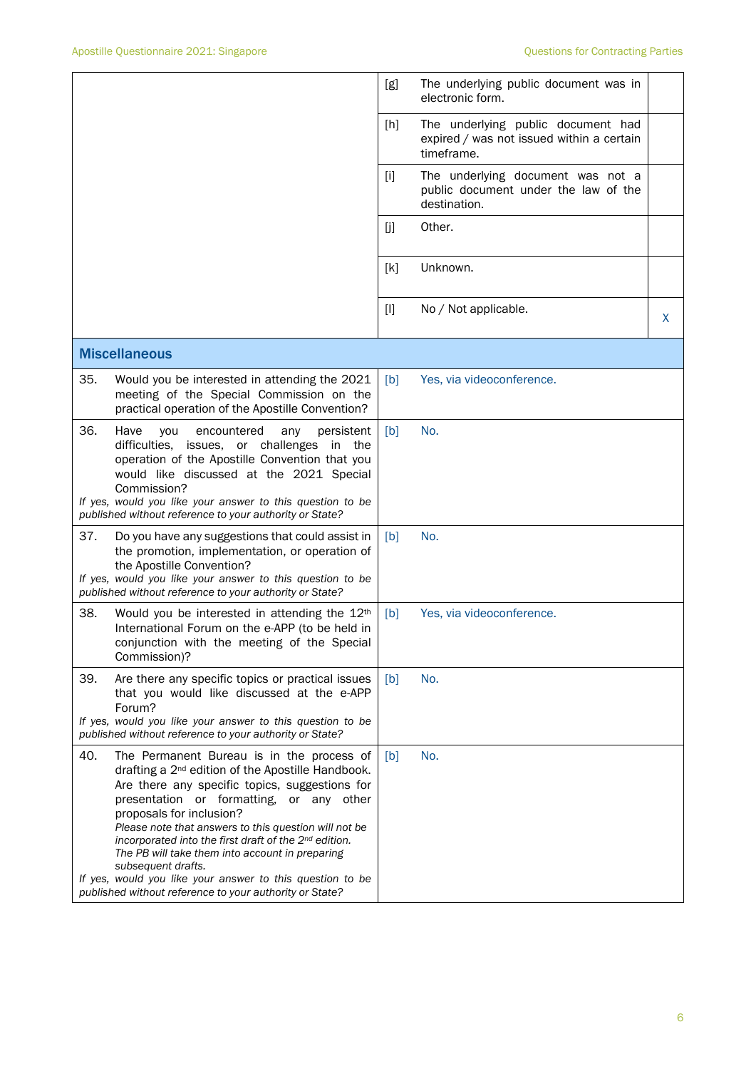| | | | |
|---|---|---|---|
| | [g] | The underlying public document was in electronic form. | |
| | [h] | The underlying public document had expired / was not issued within a certain timeframe. | |
| | [i] | The underlying document was not a public document under the law of the destination. | |
| | [j] | Other. | |
| | [k] | Unknown. | |
| | [l] | No / Not applicable. | X |

## Miscellaneous

| | | |
|---|---|---|
| 35. Would you be interested in attending the 2021 meeting of the Special Commission on the practical operation of the Apostille Convention? | [b] | Yes, via videoconference. |
| 36. Have you encountered any persistent difficulties, issues, or challenges in the operation of the Apostille Convention that you would like discussed at the 2021 Special Commission?<br>*If yes, would you like your answer to this question to be published without reference to your authority or State?* | [b] | No. |
| 37. Do you have any suggestions that could assist in the promotion, implementation, or operation of the Apostille Convention?<br>*If yes, would you like your answer to this question to be published without reference to your authority or State?* | [b] | No. |
| 38. Would you be interested in attending the 12th International Forum on the e-APP (to be held in conjunction with the meeting of the Special Commission)? | [b] | Yes, via videoconference. |
| 39. Are there any specific topics or practical issues that you would like discussed at the e-APP Forum?<br>*If yes, would you like your answer to this question to be published without reference to your authority or State?* | [b] | No. |
| 40. The Permanent Bureau is in the process of drafting a 2nd edition of the Apostille Handbook. Are there any specific topics, suggestions for presentation or formatting, or any other proposals for inclusion?<br>*Please note that answers to this question will not be incorporated into the first draft of the 2nd edition. The PB will take them into account in preparing subsequent drafts.*<br>*If yes, would you like your answer to this question to be published without reference to your authority or State?* | [b] | No. |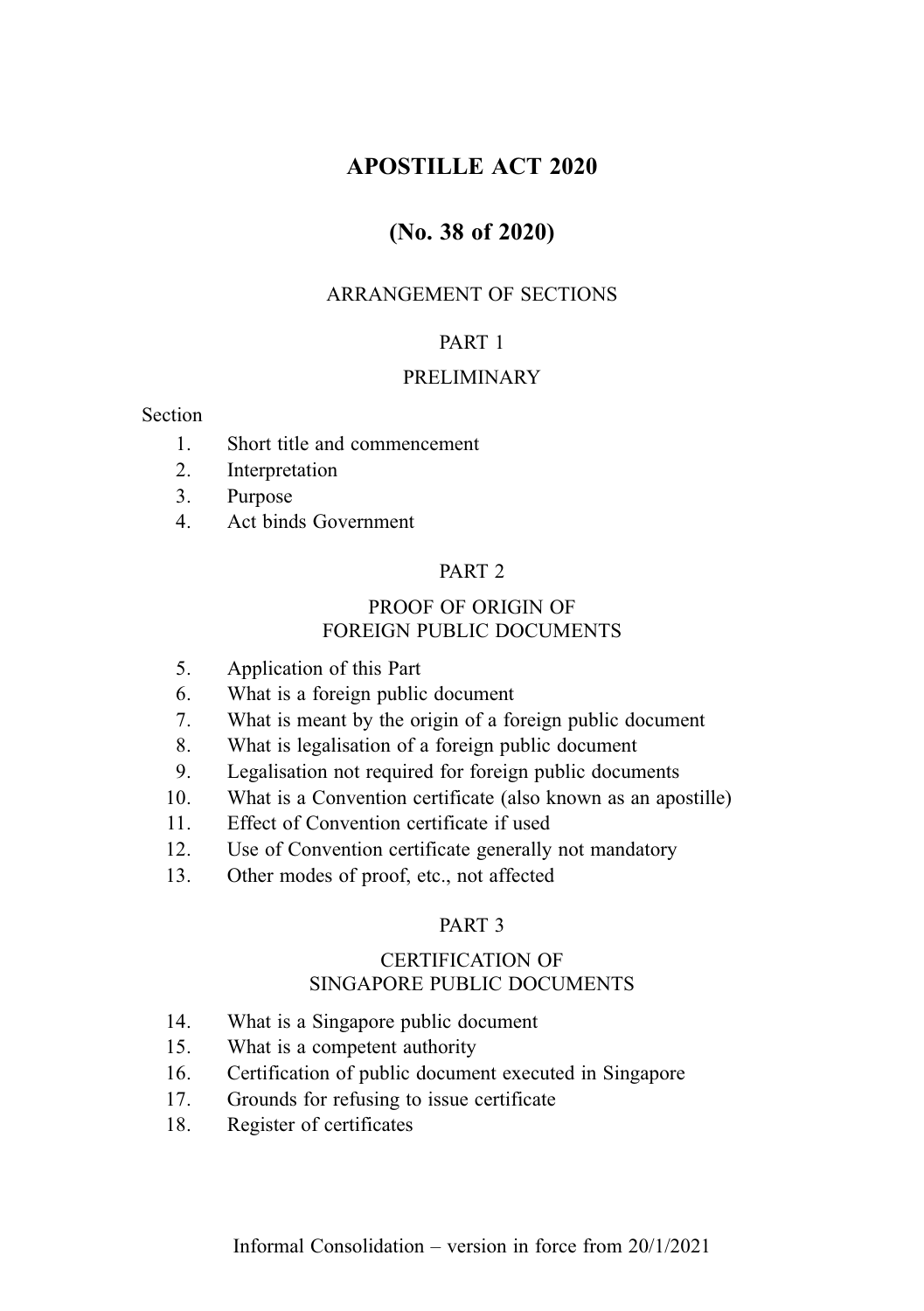# APOSTILLE ACT 2020

# (No. 38 of 2020)

ARRANGEMENT OF SECTIONS

PART 1

PRELIMINARY

Section

1. Short title and commencement
2. Interpretation
3. Purpose
4. Act binds Government

PART 2

PROOF OF ORIGIN OF FOREIGN PUBLIC DOCUMENTS

5. Application of this Part
6. What is a foreign public document
7. What is meant by the origin of a foreign public document
8. What is legalisation of a foreign public document
9. Legalisation not required for foreign public documents
10. What is a Convention certificate (also known as an apostille)
11. Effect of Convention certificate if used
12. Use of Convention certificate generally not mandatory
13. Other modes of proof, etc., not affected

PART 3

CERTIFICATION OF SINGAPORE PUBLIC DOCUMENTS

14. What is a Singapore public document
15. What is a competent authority
16. Certification of public document executed in Singapore
17. Grounds for refusing to issue certificate
18. Register of certificates

Informal Consolidation – version in force from 20/1/2021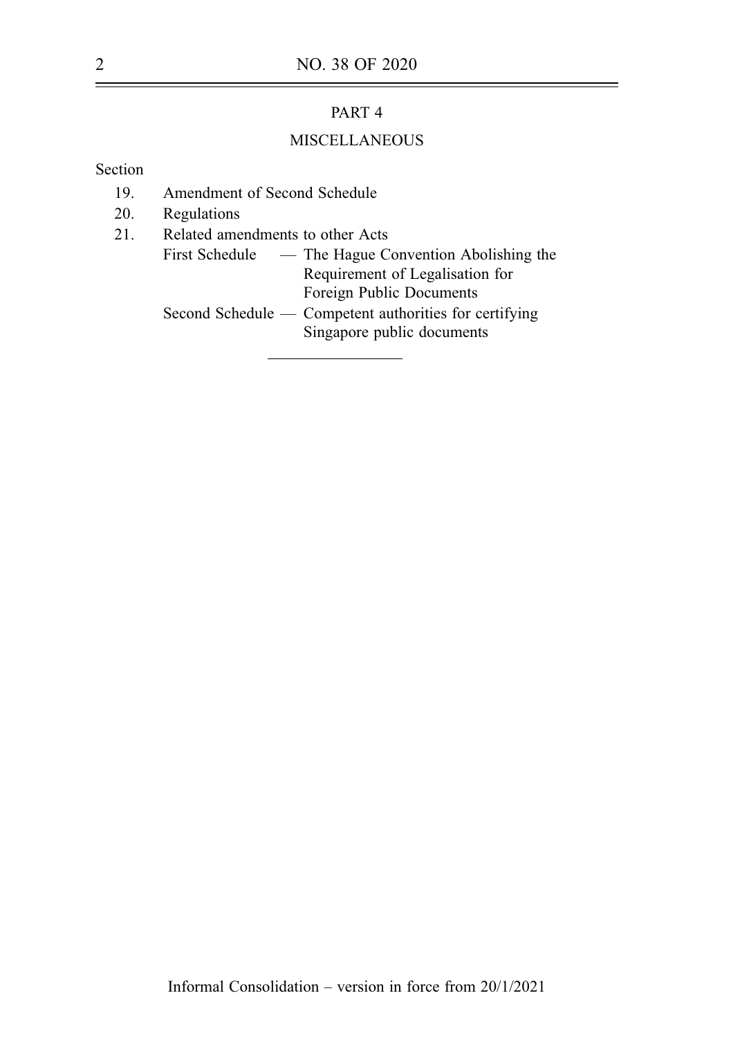PART 4

MISCELLANEOUS

Section

19. Amendment of Second Schedule
20. Regulations
21. Related amendments to other Acts

First Schedule — The Hague Convention Abolishing the Requirement of Legalisation for Foreign Public Documents

Second Schedule — Competent authorities for certifying Singapore public documents

Informal Consolidation – version in force from 20/1/2021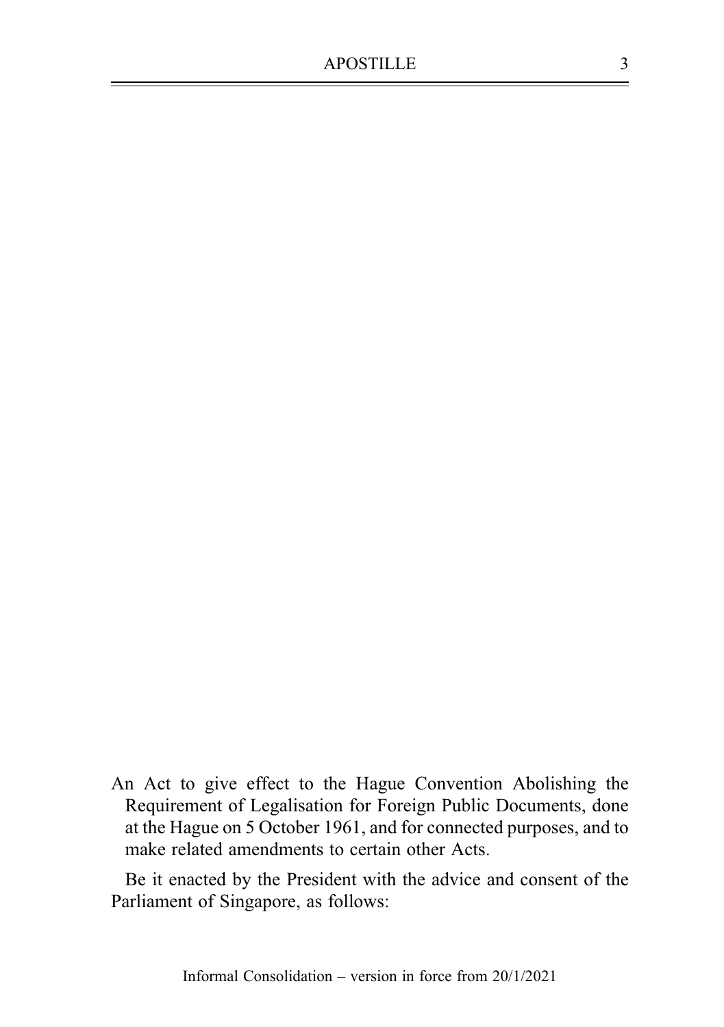An Act to give effect to the Hague Convention Abolishing the Requirement of Legalisation for Foreign Public Documents, done at the Hague on 5 October 1961, and for connected purposes, and to make related amendments to certain other Acts.

Be it enacted by the President with the advice and consent of the Parliament of Singapore, as follows: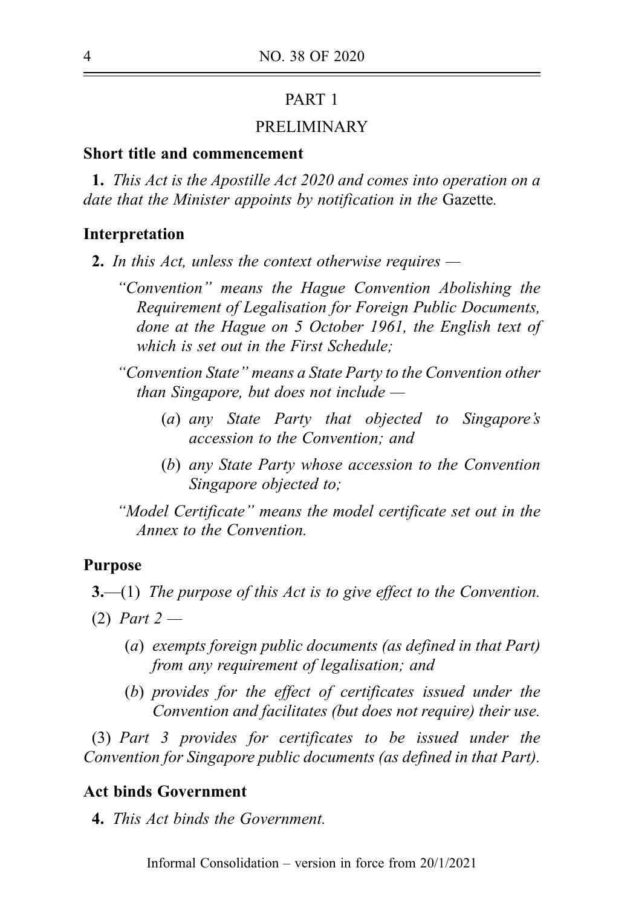## PART 1

## PRELIMINARY

### Short title and commencement

**1.** *This Act is the Apostille Act 2020 and comes into operation on a date that the Minister appoints by notification in the* Gazette*.*

### Interpretation

**2.** *In this Act, unless the context otherwise requires —*

*"Convention" means the Hague Convention Abolishing the Requirement of Legalisation for Foreign Public Documents, done at the Hague on 5 October 1961, the English text of which is set out in the First Schedule;*

*"Convention State" means a State Party to the Convention other than Singapore, but does not include —*

- (*a*) *any State Party that objected to Singapore's accession to the Convention; and*
- (*b*) *any State Party whose accession to the Convention Singapore objected to;*

*"Model Certificate" means the model certificate set out in the Annex to the Convention.*

### Purpose

**3.**—(1) *The purpose of this Act is to give effect to the Convention.*

(2) *Part 2 —*

- (*a*) *exempts foreign public documents (as defined in that Part) from any requirement of legalisation; and*
- (*b*) *provides for the effect of certificates issued under the Convention and facilitates (but does not require) their use.*

(3) *Part 3 provides for certificates to be issued under the Convention for Singapore public documents (as defined in that Part).*

### Act binds Government

**4.** *This Act binds the Government.*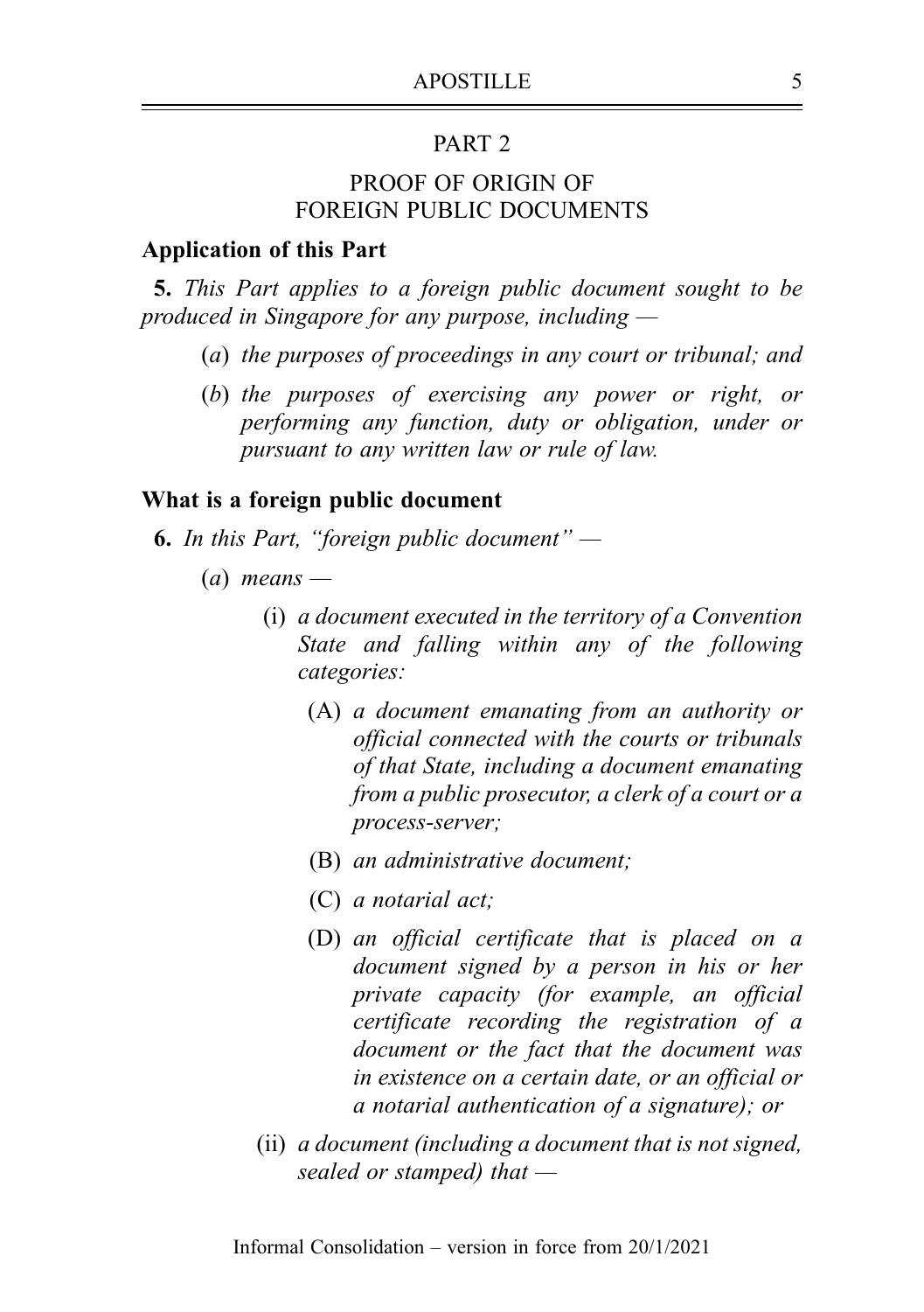## PART 2

## PROOF OF ORIGIN OF FOREIGN PUBLIC DOCUMENTS

**Application of this Part**

**5.** *This Part applies to a foreign public document sought to be produced in Singapore for any purpose, including —*

(*a*) *the purposes of proceedings in any court or tribunal; and*

(*b*) *the purposes of exercising any power or right, or performing any function, duty or obligation, under or pursuant to any written law or rule of law.*

**What is a foreign public document**

**6.** *In this Part, "foreign public document" —*

(*a*) *means —*

(i) *a document executed in the territory of a Convention State and falling within any of the following categories:*

(A) *a document emanating from an authority or official connected with the courts or tribunals of that State, including a document emanating from a public prosecutor, a clerk of a court or a process-server;*

(B) *an administrative document;*

(C) *a notarial act;*

(D) *an official certificate that is placed on a document signed by a person in his or her private capacity (for example, an official certificate recording the registration of a document or the fact that the document was in existence on a certain date, or an official or a notarial authentication of a signature); or*

(ii) *a document (including a document that is not signed, sealed or stamped) that —*

Informal Consolidation – version in force from 20/1/2021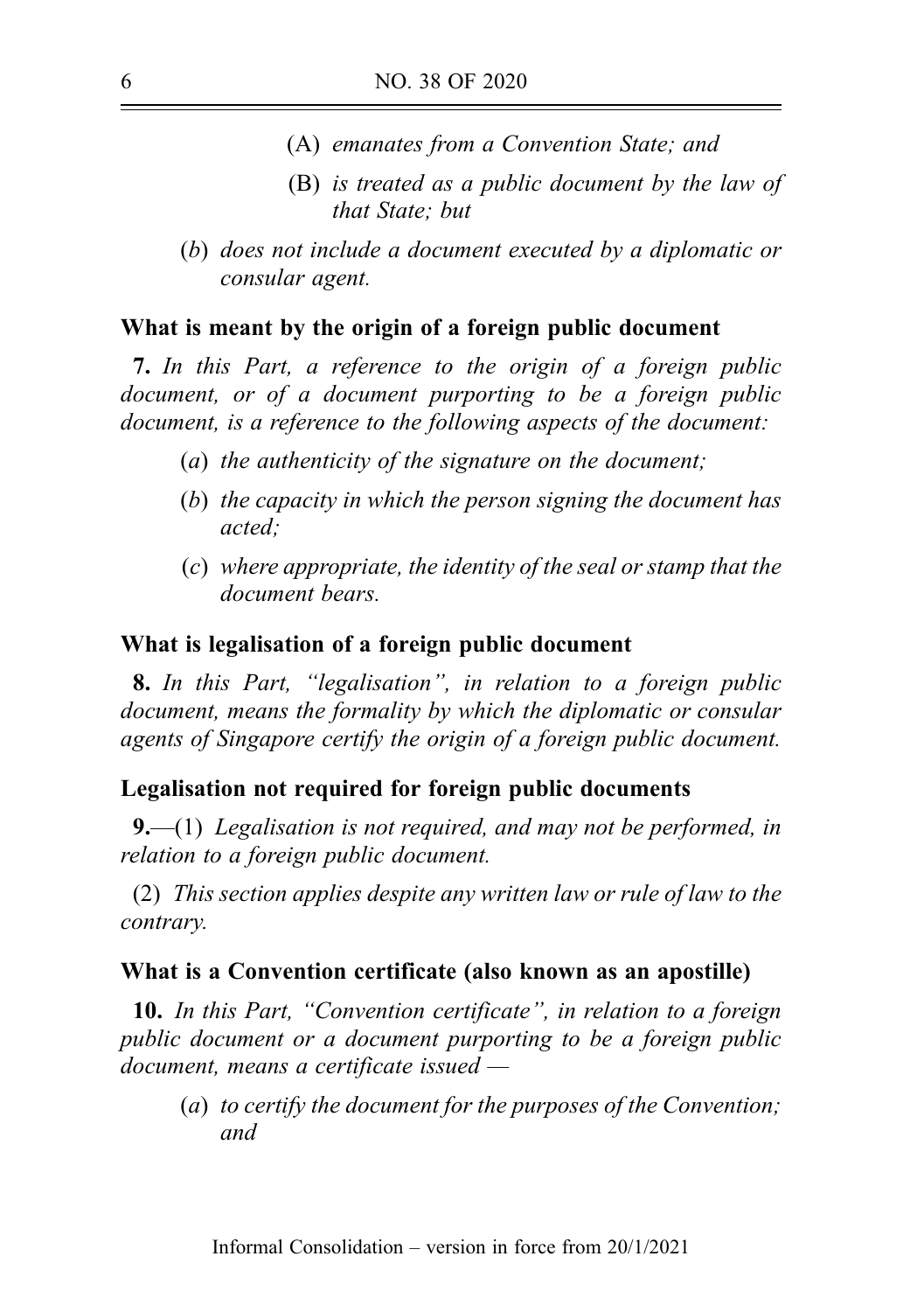(A) *emanates from a Convention State; and*

(B) *is treated as a public document by the law of that State; but*

(*b*) *does not include a document executed by a diplomatic or consular agent.*

**What is meant by the origin of a foreign public document**

**7.** *In this Part, a reference to the origin of a foreign public document, or of a document purporting to be a foreign public document, is a reference to the following aspects of the document:*

(*a*) *the authenticity of the signature on the document;*

(*b*) *the capacity in which the person signing the document has acted;*

(*c*) *where appropriate, the identity of the seal or stamp that the document bears.*

**What is legalisation of a foreign public document**

**8.** *In this Part, "legalisation", in relation to a foreign public document, means the formality by which the diplomatic or consular agents of Singapore certify the origin of a foreign public document.*

**Legalisation not required for foreign public documents**

**9.**—(1) *Legalisation is not required, and may not be performed, in relation to a foreign public document.*

(2) *This section applies despite any written law or rule of law to the contrary.*

**What is a Convention certificate (also known as an apostille)**

**10.** *In this Part, "Convention certificate", in relation to a foreign public document or a document purporting to be a foreign public document, means a certificate issued —*

(*a*) *to certify the document for the purposes of the Convention; and*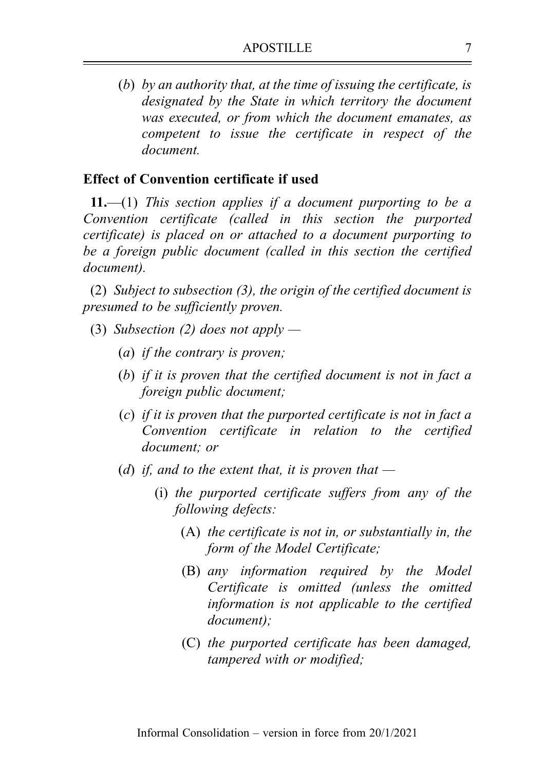(*b*) *by an authority that, at the time of issuing the certificate, is designated by the State in which territory the document was executed, or from which the document emanates, as competent to issue the certificate in respect of the document.*

### Effect of Convention certificate if used

**11.**—(1) *This section applies if a document purporting to be a Convention certificate (called in this section the purported certificate) is placed on or attached to a document purporting to be a foreign public document (called in this section the certified document).*

(2) *Subject to subsection (3), the origin of the certified document is presumed to be sufficiently proven.*

(3) *Subsection (2) does not apply —*

(*a*) *if the contrary is proven;*

(*b*) *if it is proven that the certified document is not in fact a foreign public document;*

(*c*) *if it is proven that the purported certificate is not in fact a Convention certificate in relation to the certified document; or*

(*d*) *if, and to the extent that, it is proven that —*

(i) *the purported certificate suffers from any of the following defects:*

(A) *the certificate is not in, or substantially in, the form of the Model Certificate;*

(B) *any information required by the Model Certificate is omitted (unless the omitted information is not applicable to the certified document);*

(C) *the purported certificate has been damaged, tampered with or modified;*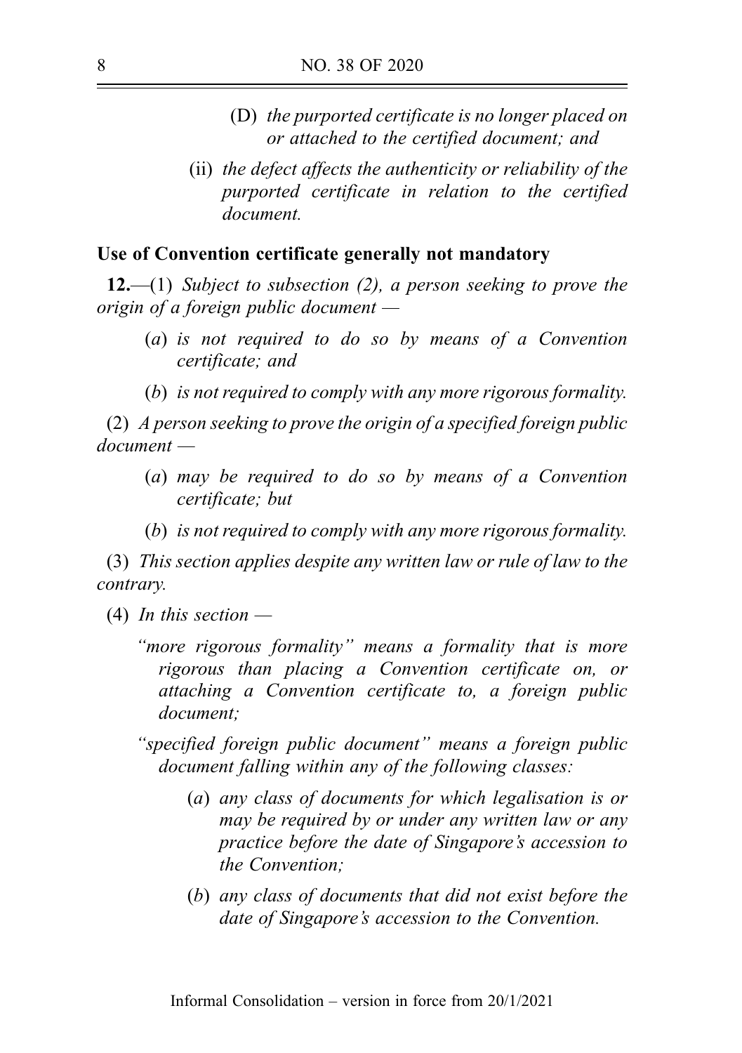(D) *the purported certificate is no longer placed on or attached to the certified document; and*

(ii) *the defect affects the authenticity or reliability of the purported certificate in relation to the certified document.*

**Use of Convention certificate generally not mandatory**

**12.**—(1) *Subject to subsection (2), a person seeking to prove the origin of a foreign public document —*

(*a*) *is not required to do so by means of a Convention certificate; and*

(*b*) *is not required to comply with any more rigorous formality.*

(2) *A person seeking to prove the origin of a specified foreign public document —*

(*a*) *may be required to do so by means of a Convention certificate; but*

(*b*) *is not required to comply with any more rigorous formality.*

(3) *This section applies despite any written law or rule of law to the contrary.*

(4) *In this section —*

*"more rigorous formality" means a formality that is more rigorous than placing a Convention certificate on, or attaching a Convention certificate to, a foreign public document;*

*"specified foreign public document" means a foreign public document falling within any of the following classes:*

(*a*) *any class of documents for which legalisation is or may be required by or under any written law or any practice before the date of Singapore's accession to the Convention;*

(*b*) *any class of documents that did not exist before the date of Singapore's accession to the Convention.*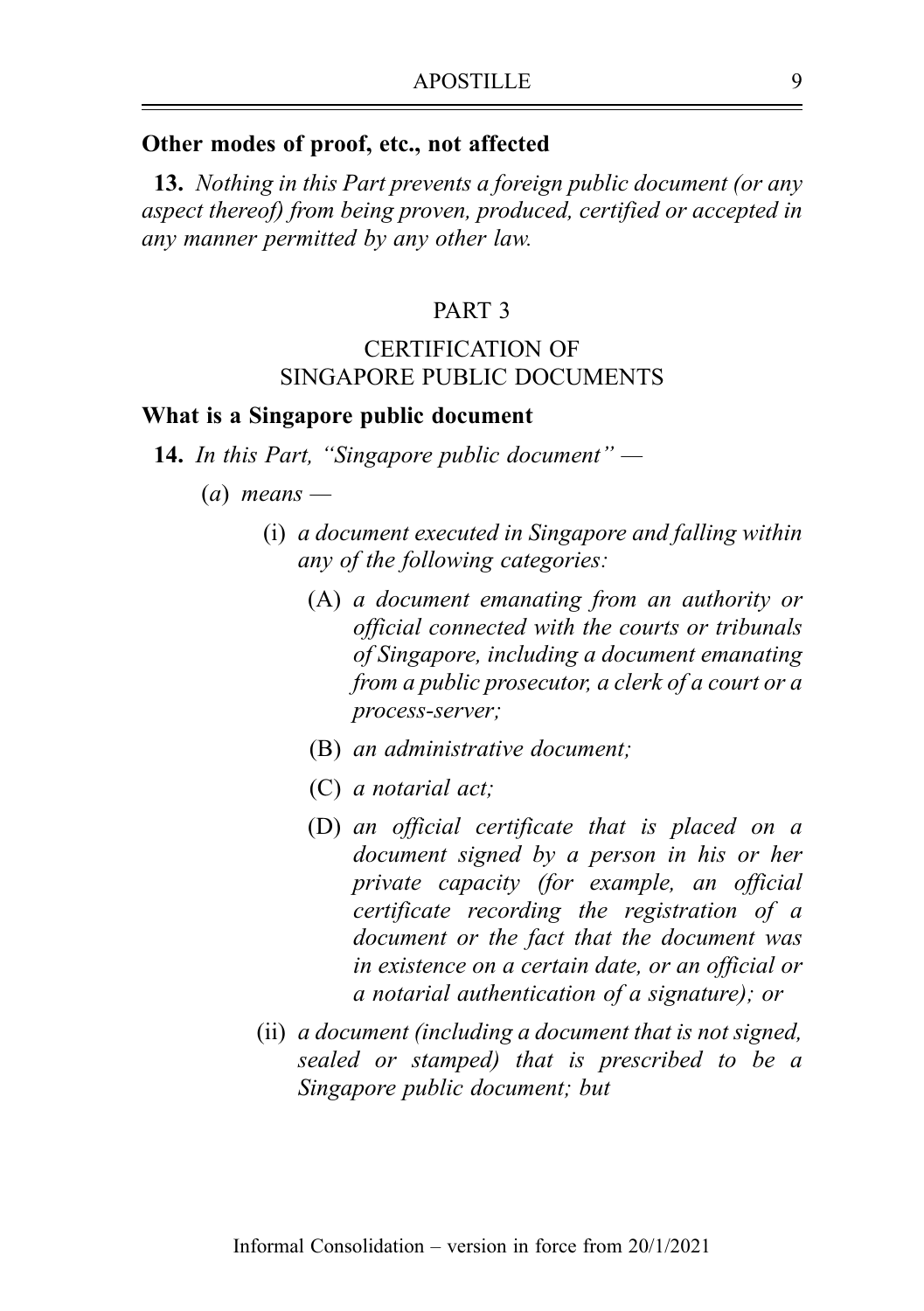**Other modes of proof, etc., not affected**

**13.** *Nothing in this Part prevents a foreign public document (or any aspect thereof) from being proven, produced, certified or accepted in any manner permitted by any other law.*

## PART 3

## CERTIFICATION OF SINGAPORE PUBLIC DOCUMENTS

**What is a Singapore public document**

**14.** *In this Part, "Singapore public document" —*

(*a*) *means —*

(i) *a document executed in Singapore and falling within any of the following categories:*

(A) *a document emanating from an authority or official connected with the courts or tribunals of Singapore, including a document emanating from a public prosecutor, a clerk of a court or a process-server;*

(B) *an administrative document;*

(C) *a notarial act;*

(D) *an official certificate that is placed on a document signed by a person in his or her private capacity (for example, an official certificate recording the registration of a document or the fact that the document was in existence on a certain date, or an official or a notarial authentication of a signature); or*

(ii) *a document (including a document that is not signed, sealed or stamped) that is prescribed to be a Singapore public document; but*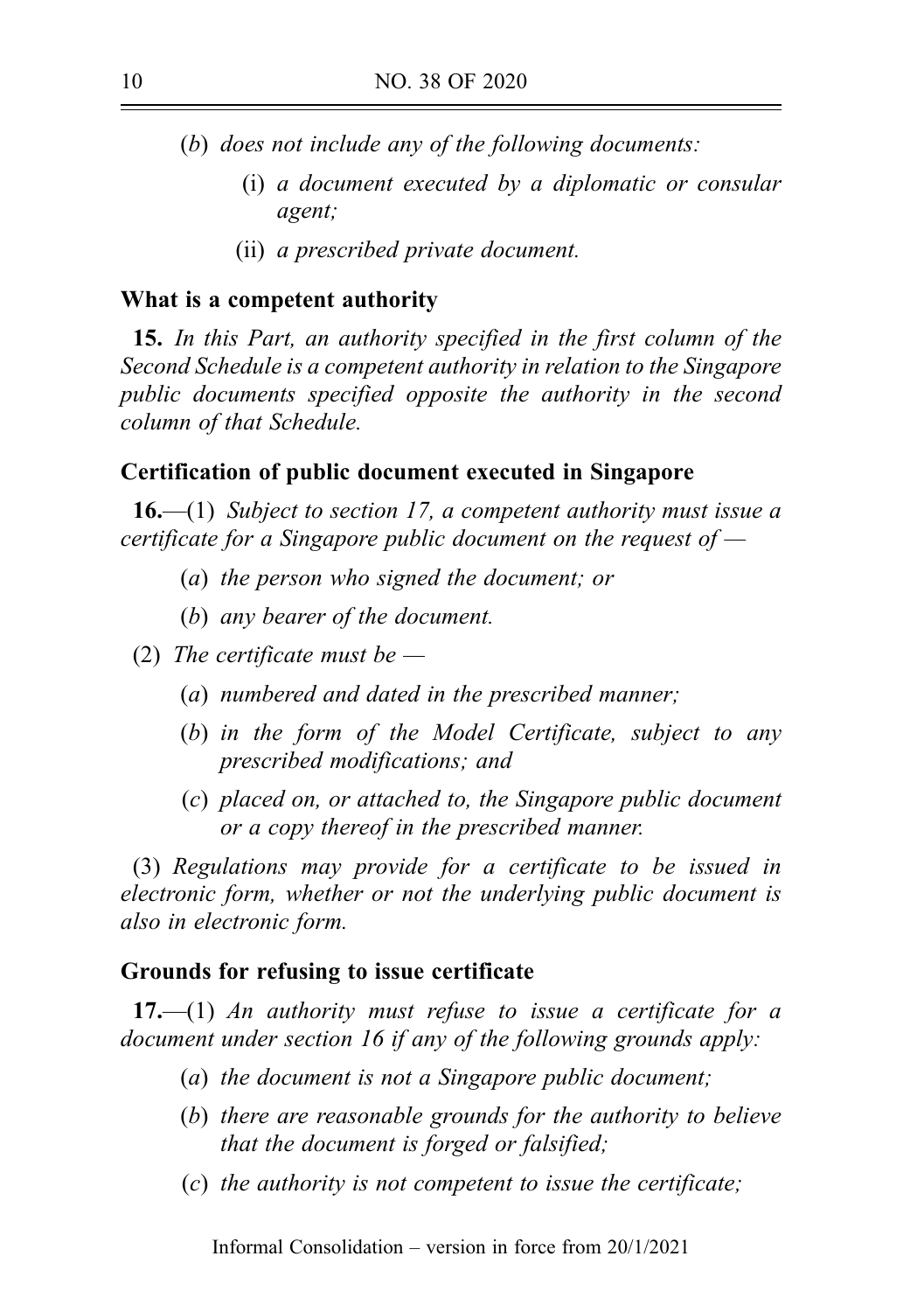(*b*) *does not include any of the following documents:*

(i) *a document executed by a diplomatic or consular agent;*

(ii) *a prescribed private document.*

**What is a competent authority**

**15.** *In this Part, an authority specified in the first column of the Second Schedule is a competent authority in relation to the Singapore public documents specified opposite the authority in the second column of that Schedule.*

**Certification of public document executed in Singapore**

**16.**—(1) *Subject to section 17, a competent authority must issue a certificate for a Singapore public document on the request of —*

(*a*) *the person who signed the document; or*

(*b*) *any bearer of the document.*

(2) *The certificate must be —*

(*a*) *numbered and dated in the prescribed manner;*

(*b*) *in the form of the Model Certificate, subject to any prescribed modifications; and*

(*c*) *placed on, or attached to, the Singapore public document or a copy thereof in the prescribed manner.*

(3) *Regulations may provide for a certificate to be issued in electronic form, whether or not the underlying public document is also in electronic form.*

**Grounds for refusing to issue certificate**

**17.**—(1) *An authority must refuse to issue a certificate for a document under section 16 if any of the following grounds apply:*

(*a*) *the document is not a Singapore public document;*

(*b*) *there are reasonable grounds for the authority to believe that the document is forged or falsified;*

(*c*) *the authority is not competent to issue the certificate;*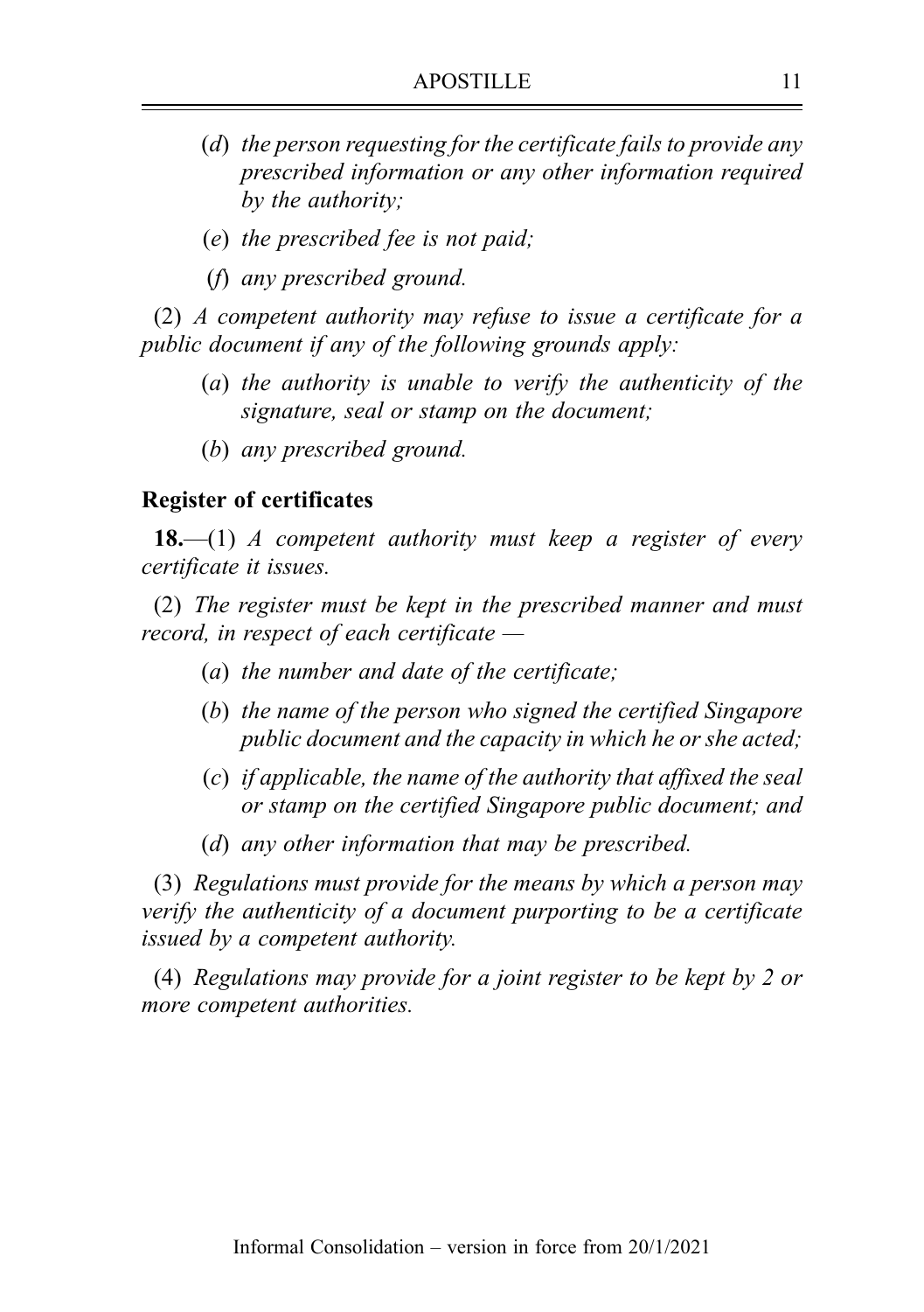(*d*) *the person requesting for the certificate fails to provide any prescribed information or any other information required by the authority;*

(*e*) *the prescribed fee is not paid;*

(*f*) *any prescribed ground.*

(2) *A competent authority may refuse to issue a certificate for a public document if any of the following grounds apply:*

(*a*) *the authority is unable to verify the authenticity of the signature, seal or stamp on the document;*

(*b*) *any prescribed ground.*

**Register of certificates**

**18.**—(1) *A competent authority must keep a register of every certificate it issues.*

(2) *The register must be kept in the prescribed manner and must record, in respect of each certificate —*

(*a*) *the number and date of the certificate;*

(*b*) *the name of the person who signed the certified Singapore public document and the capacity in which he or she acted;*

(*c*) *if applicable, the name of the authority that affixed the seal or stamp on the certified Singapore public document; and*

(*d*) *any other information that may be prescribed.*

(3) *Regulations must provide for the means by which a person may verify the authenticity of a document purporting to be a certificate issued by a competent authority.*

(4) *Regulations may provide for a joint register to be kept by 2 or more competent authorities.*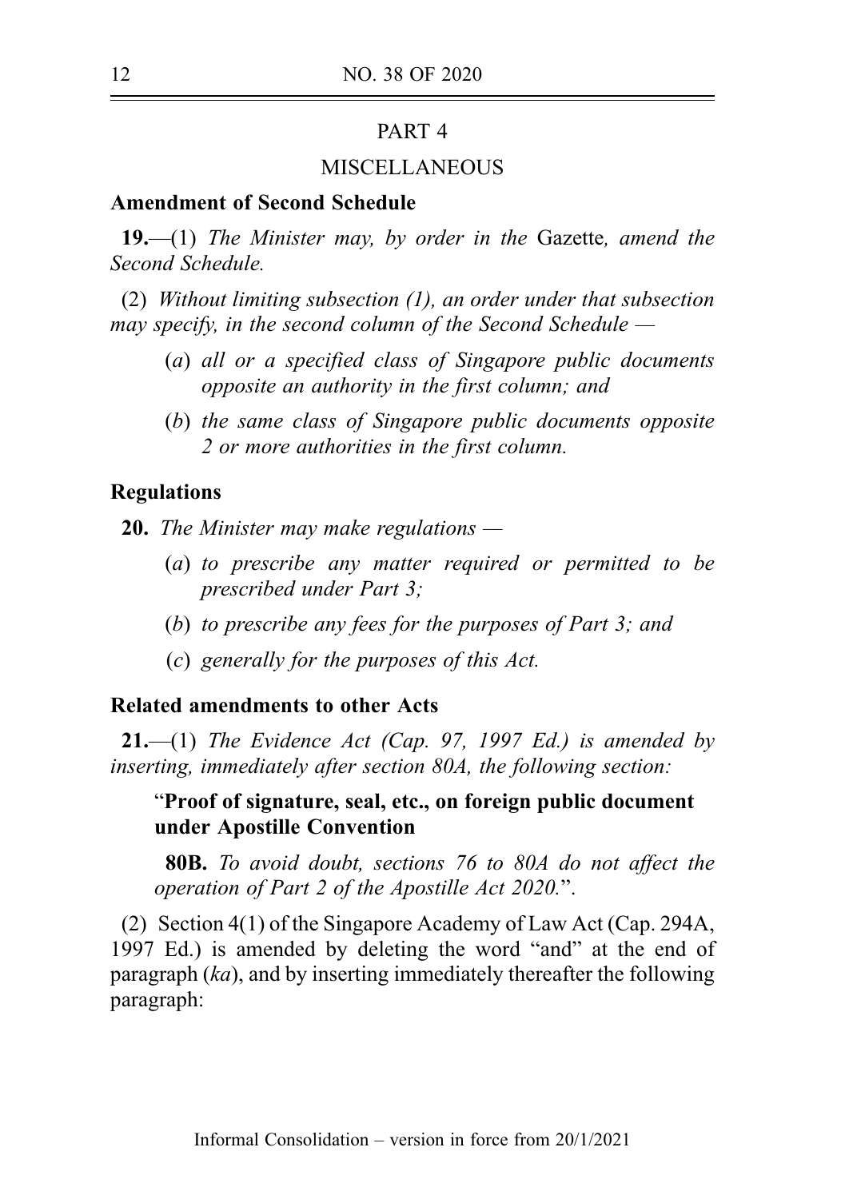## PART 4

## MISCELLANEOUS

### Amendment of Second Schedule

**19.**—(1) *The Minister may, by order in the* Gazette*, amend the Second Schedule.*

(2) *Without limiting subsection (1), an order under that subsection may specify, in the second column of the Second Schedule —*

- (*a*) *all or a specified class of Singapore public documents opposite an authority in the first column; and*
- (*b*) *the same class of Singapore public documents opposite 2 or more authorities in the first column.*

### Regulations

**20.** *The Minister may make regulations —*

- (*a*) *to prescribe any matter required or permitted to be prescribed under Part 3;*
- (*b*) *to prescribe any fees for the purposes of Part 3; and*
- (*c*) *generally for the purposes of this Act.*

### Related amendments to other Acts

**21.**—(1) *The Evidence Act (Cap. 97, 1997 Ed.) is amended by inserting, immediately after section 80A, the following section:*

> "**Proof of signature, seal, etc., on foreign public document under Apostille Convention**
>
> **80B.** *To avoid doubt, sections 76 to 80A do not affect the operation of Part 2 of the Apostille Act 2020.*".

(2) Section 4(1) of the Singapore Academy of Law Act (Cap. 294A, 1997 Ed.) is amended by deleting the word "and" at the end of paragraph (*ka*), and by inserting immediately thereafter the following paragraph: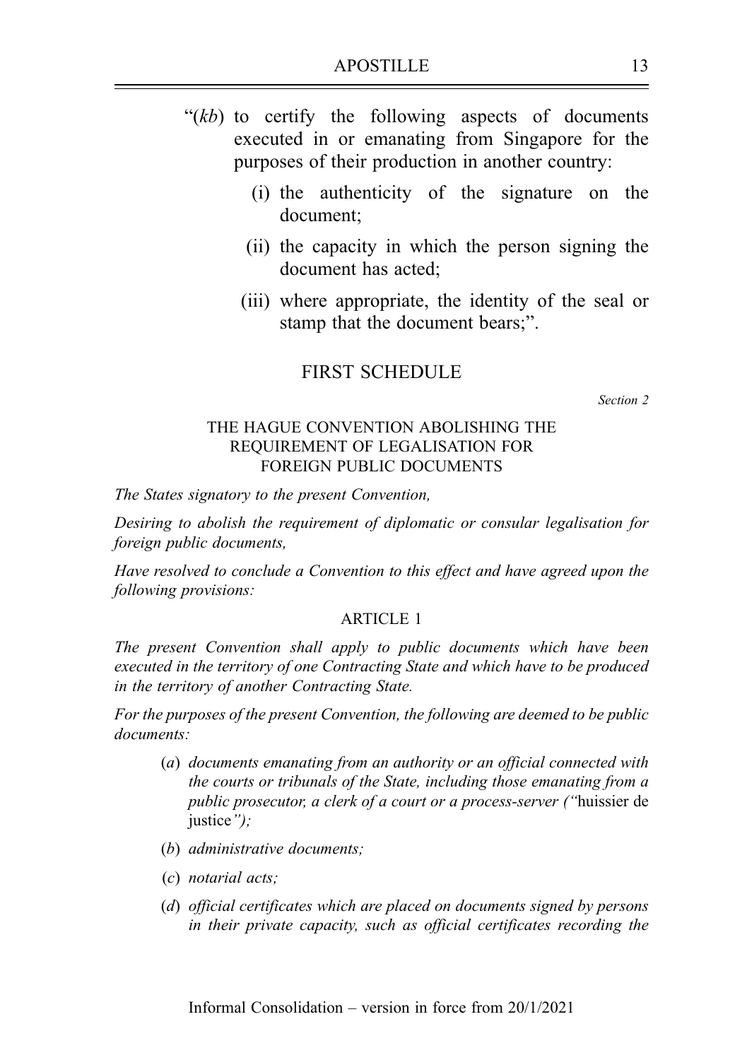"(*kb*) to certify the following aspects of documents executed in or emanating from Singapore for the purposes of their production in another country:

(i) the authenticity of the signature on the document;

(ii) the capacity in which the person signing the document has acted;

(iii) where appropriate, the identity of the seal or stamp that the document bears;".

## FIRST SCHEDULE

*Section 2*

### THE HAGUE CONVENTION ABOLISHING THE REQUIREMENT OF LEGALISATION FOR FOREIGN PUBLIC DOCUMENTS

*The States signatory to the present Convention,*

*Desiring to abolish the requirement of diplomatic or consular legalisation for foreign public documents,*

*Have resolved to conclude a Convention to this effect and have agreed upon the following provisions:*

#### ARTICLE 1

*The present Convention shall apply to public documents which have been executed in the territory of one Contracting State and which have to be produced in the territory of another Contracting State.*

*For the purposes of the present Convention, the following are deemed to be public documents:*

(*a*) *documents emanating from an authority or an official connected with the courts or tribunals of the State, including those emanating from a public prosecutor, a clerk of a court or a process-server ("*huissier de justice*");*

(*b*) *administrative documents;*

(*c*) *notarial acts;*

(*d*) *official certificates which are placed on documents signed by persons in their private capacity, such as official certificates recording the*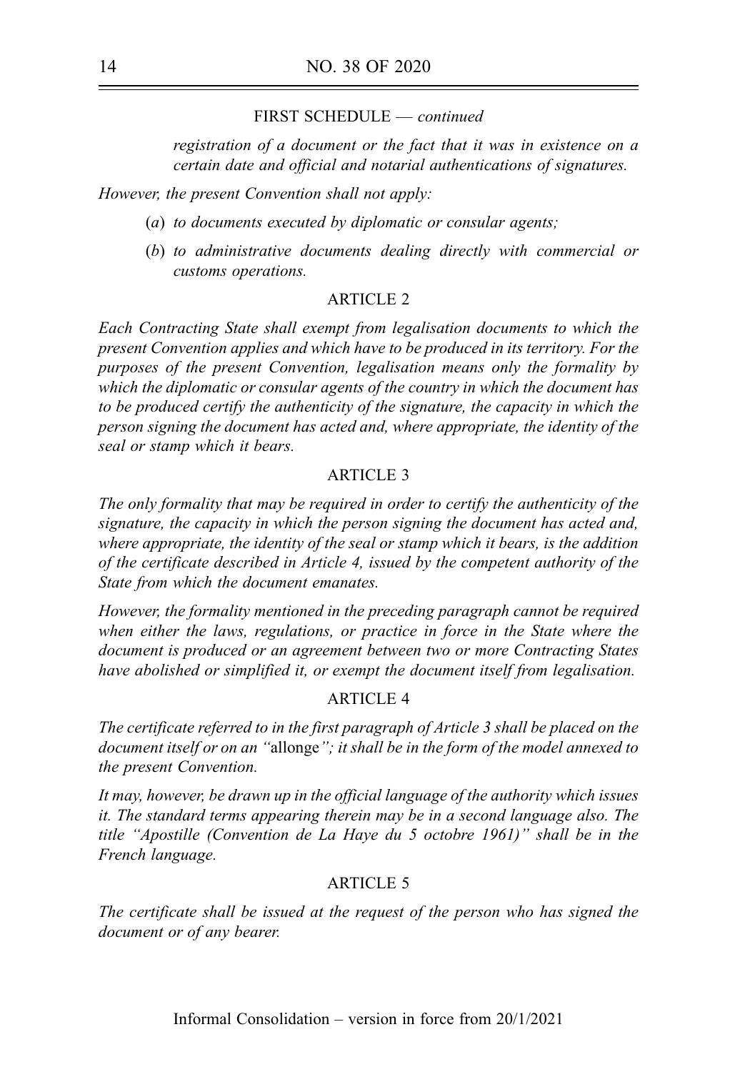FIRST SCHEDULE — *continued*

*registration of a document or the fact that it was in existence on a certain date and official and notarial authentications of signatures.*

*However, the present Convention shall not apply:*

(*a*) *to documents executed by diplomatic or consular agents;*

(*b*) *to administrative documents dealing directly with commercial or customs operations.*

ARTICLE 2

*Each Contracting State shall exempt from legalisation documents to which the present Convention applies and which have to be produced in its territory. For the purposes of the present Convention, legalisation means only the formality by which the diplomatic or consular agents of the country in which the document has to be produced certify the authenticity of the signature, the capacity in which the person signing the document has acted and, where appropriate, the identity of the seal or stamp which it bears.*

ARTICLE 3

*The only formality that may be required in order to certify the authenticity of the signature, the capacity in which the person signing the document has acted and, where appropriate, the identity of the seal or stamp which it bears, is the addition of the certificate described in Article 4, issued by the competent authority of the State from which the document emanates.*

*However, the formality mentioned in the preceding paragraph cannot be required when either the laws, regulations, or practice in force in the State where the document is produced or an agreement between two or more Contracting States have abolished or simplified it, or exempt the document itself from legalisation.*

ARTICLE 4

*The certificate referred to in the first paragraph of Article 3 shall be placed on the document itself or on an "*allonge*"; it shall be in the form of the model annexed to the present Convention.*

*It may, however, be drawn up in the official language of the authority which issues it. The standard terms appearing therein may be in a second language also. The title "Apostille (Convention de La Haye du 5 octobre 1961)" shall be in the French language.*

ARTICLE 5

*The certificate shall be issued at the request of the person who has signed the document or of any bearer.*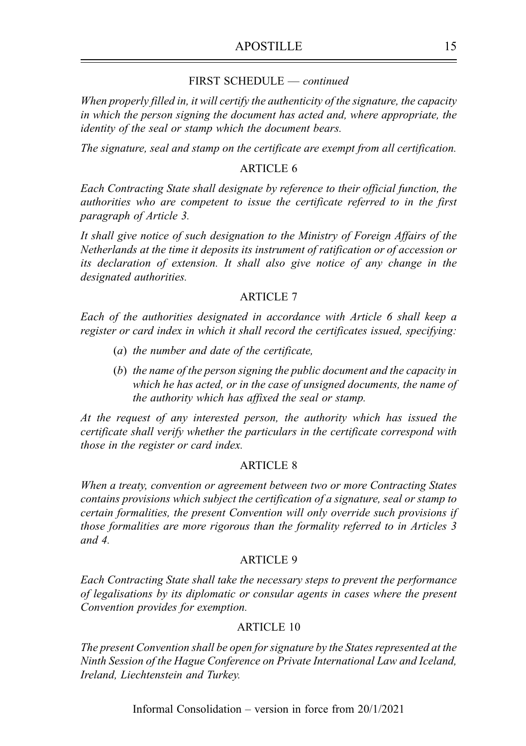FIRST SCHEDULE — *continued*

*When properly filled in, it will certify the authenticity of the signature, the capacity in which the person signing the document has acted and, where appropriate, the identity of the seal or stamp which the document bears.*

*The signature, seal and stamp on the certificate are exempt from all certification.*

ARTICLE 6

*Each Contracting State shall designate by reference to their official function, the authorities who are competent to issue the certificate referred to in the first paragraph of Article 3.*

*It shall give notice of such designation to the Ministry of Foreign Affairs of the Netherlands at the time it deposits its instrument of ratification or of accession or its declaration of extension. It shall also give notice of any change in the designated authorities.*

ARTICLE 7

*Each of the authorities designated in accordance with Article 6 shall keep a register or card index in which it shall record the certificates issued, specifying:*

(*a*) *the number and date of the certificate,*

(*b*) *the name of the person signing the public document and the capacity in which he has acted, or in the case of unsigned documents, the name of the authority which has affixed the seal or stamp.*

*At the request of any interested person, the authority which has issued the certificate shall verify whether the particulars in the certificate correspond with those in the register or card index.*

ARTICLE 8

*When a treaty, convention or agreement between two or more Contracting States contains provisions which subject the certification of a signature, seal or stamp to certain formalities, the present Convention will only override such provisions if those formalities are more rigorous than the formality referred to in Articles 3 and 4.*

ARTICLE 9

*Each Contracting State shall take the necessary steps to prevent the performance of legalisations by its diplomatic or consular agents in cases where the present Convention provides for exemption.*

ARTICLE 10

*The present Convention shall be open for signature by the States represented at the Ninth Session of the Hague Conference on Private International Law and Iceland, Ireland, Liechtenstein and Turkey.*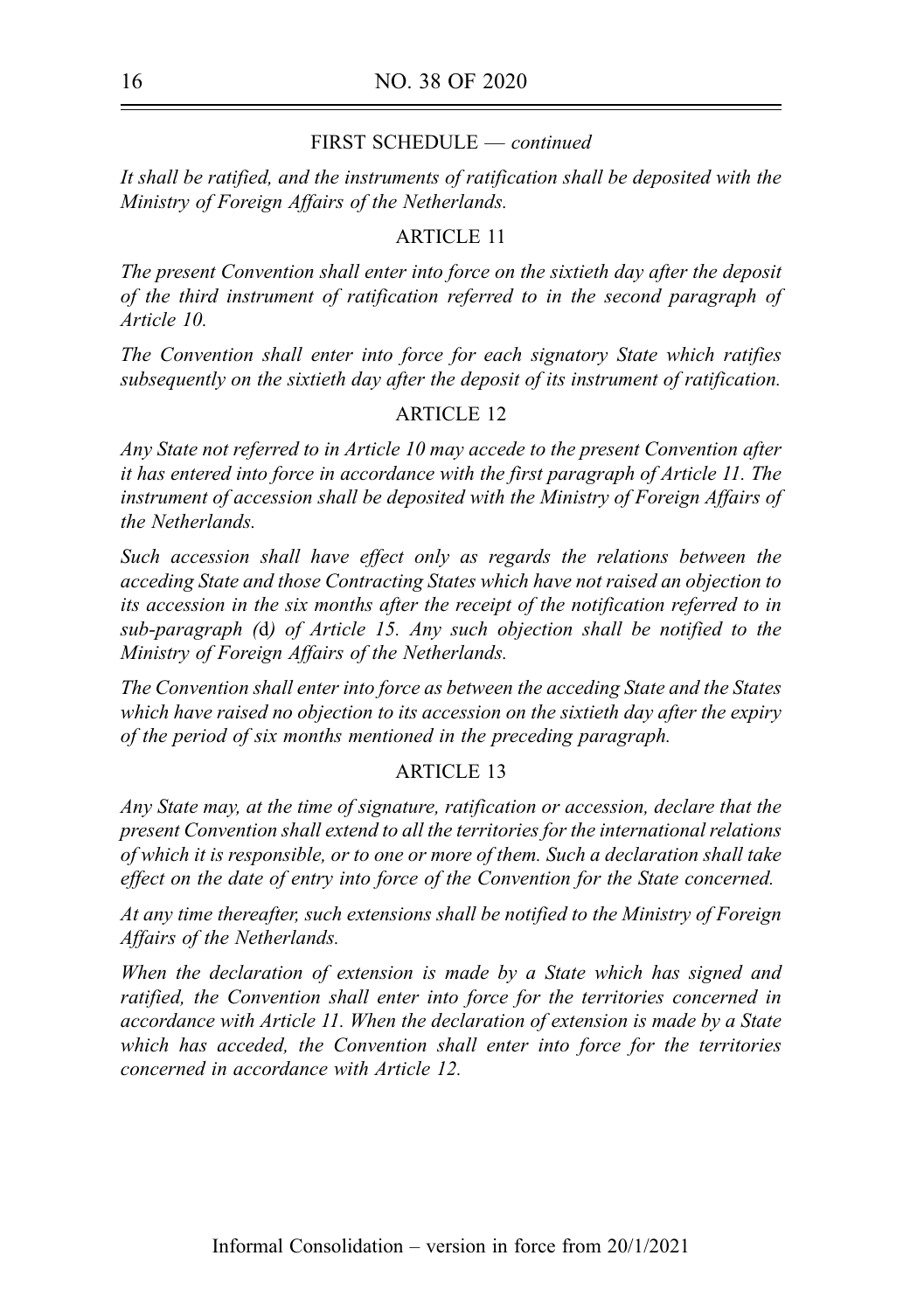FIRST SCHEDULE — *continued*

*It shall be ratified, and the instruments of ratification shall be deposited with the Ministry of Foreign Affairs of the Netherlands.*

ARTICLE 11

*The present Convention shall enter into force on the sixtieth day after the deposit of the third instrument of ratification referred to in the second paragraph of Article 10.*

*The Convention shall enter into force for each signatory State which ratifies subsequently on the sixtieth day after the deposit of its instrument of ratification.*

ARTICLE 12

*Any State not referred to in Article 10 may accede to the present Convention after it has entered into force in accordance with the first paragraph of Article 11. The instrument of accession shall be deposited with the Ministry of Foreign Affairs of the Netherlands.*

*Such accession shall have effect only as regards the relations between the acceding State and those Contracting States which have not raised an objection to its accession in the six months after the receipt of the notification referred to in sub-paragraph (*d*) of Article 15. Any such objection shall be notified to the Ministry of Foreign Affairs of the Netherlands.*

*The Convention shall enter into force as between the acceding State and the States which have raised no objection to its accession on the sixtieth day after the expiry of the period of six months mentioned in the preceding paragraph.*

ARTICLE 13

*Any State may, at the time of signature, ratification or accession, declare that the present Convention shall extend to all the territories for the international relations of which it is responsible, or to one or more of them. Such a declaration shall take effect on the date of entry into force of the Convention for the State concerned.*

*At any time thereafter, such extensions shall be notified to the Ministry of Foreign Affairs of the Netherlands.*

*When the declaration of extension is made by a State which has signed and ratified, the Convention shall enter into force for the territories concerned in accordance with Article 11. When the declaration of extension is made by a State which has acceded, the Convention shall enter into force for the territories concerned in accordance with Article 12.*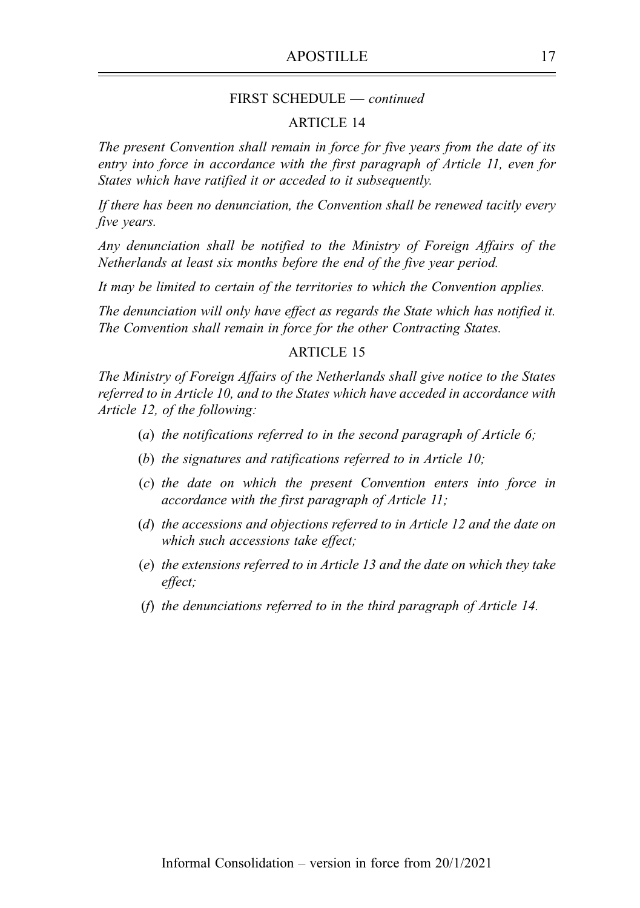FIRST SCHEDULE — *continued*

## ARTICLE 14

*The present Convention shall remain in force for five years from the date of its entry into force in accordance with the first paragraph of Article 11, even for States which have ratified it or acceded to it subsequently.*

*If there has been no denunciation, the Convention shall be renewed tacitly every five years.*

*Any denunciation shall be notified to the Ministry of Foreign Affairs of the Netherlands at least six months before the end of the five year period.*

*It may be limited to certain of the territories to which the Convention applies.*

*The denunciation will only have effect as regards the State which has notified it. The Convention shall remain in force for the other Contracting States.*

## ARTICLE 15

*The Ministry of Foreign Affairs of the Netherlands shall give notice to the States referred to in Article 10, and to the States which have acceded in accordance with Article 12, of the following:*

- (*a*) *the notifications referred to in the second paragraph of Article 6;*
- (*b*) *the signatures and ratifications referred to in Article 10;*
- (*c*) *the date on which the present Convention enters into force in accordance with the first paragraph of Article 11;*
- (*d*) *the accessions and objections referred to in Article 12 and the date on which such accessions take effect;*
- (*e*) *the extensions referred to in Article 13 and the date on which they take effect;*
- (*f*) *the denunciations referred to in the third paragraph of Article 14.*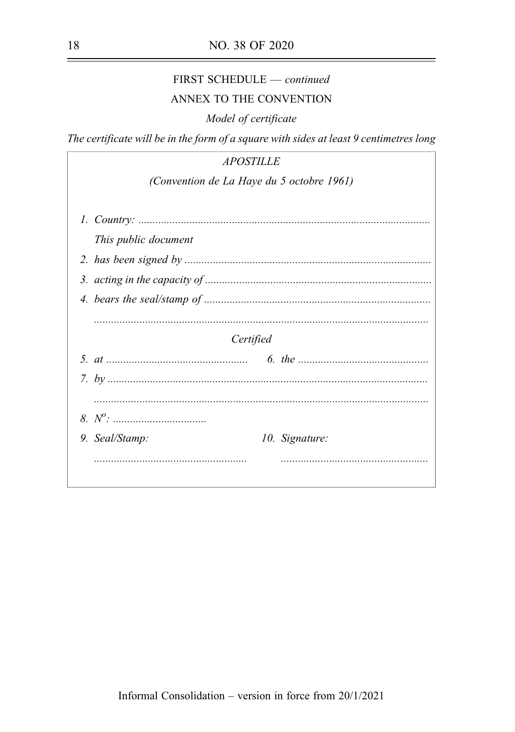FIRST SCHEDULE — *continued*

ANNEX TO THE CONVENTION

*Model of certificate*

*The certificate will be in the form of a square with sides at least 9 centimetres long*

*APOSTILLE*

*(Convention de La Haye du 5 octobre 1961)*

1. *Country:* ......................................................................................................

   *This public document*

2. *has been signed by* ......................................................................................
3. *acting in the capacity of* ...............................................................................
4. *bears the seal/stamp of* ...............................................................................

   .....................................................................................................................

*Certified*

5. *at* ................................................. 6. *the* .............................................
7. *by* ................................................................................................................

   .....................................................................................................................

8. *N°:* ................................
9. *Seal/Stamp:* 10. *Signature:*

   ..................................................... ...................................................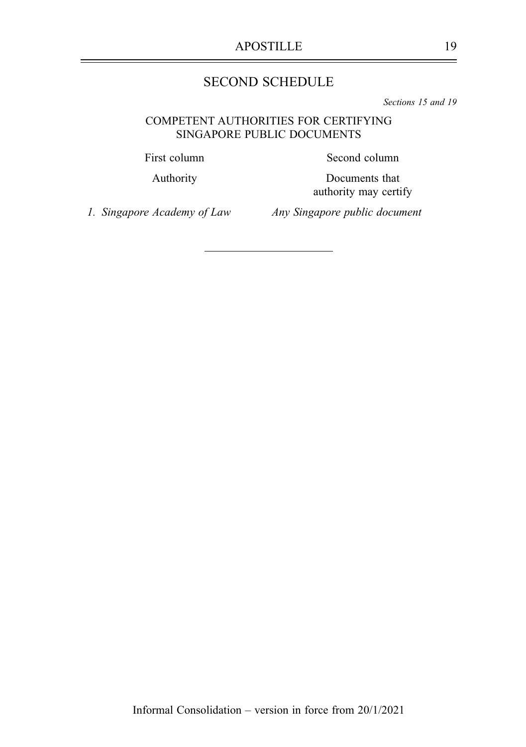## SECOND SCHEDULE

*Sections 15 and 19*

### COMPETENT AUTHORITIES FOR CERTIFYING SINGAPORE PUBLIC DOCUMENTS

| First column | Second column |
| --- | --- |
| Authority | Documents that authority may certify |
| *1. Singapore Academy of Law* | *Any Singapore public document* |